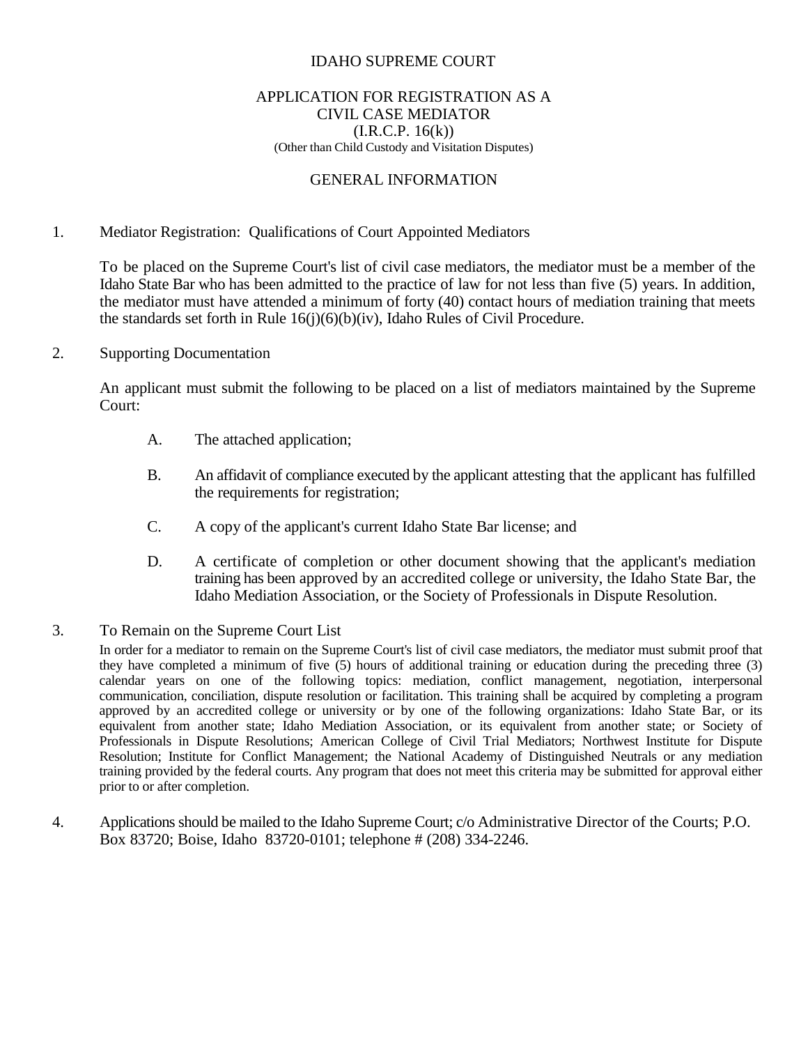# IDAHO SUPREME COURT

## APPLICATION FOR REGISTRATION AS A CIVIL CASE MEDIATOR (I.R.C.P. 16(k))

(Other than Child Custody and Visitation Disputes)

## GENERAL INFORMATION

1. Mediator Registration: Qualifications of Court Appointed Mediators

   To be placed on the Supreme Court's list of civil case mediators, the mediator must be a member of the Idaho State Bar who has been admitted to the practice of law for not less than five (5) years. In addition, the mediator must have attended a minimum of forty (40) contact hours of mediation training that meets the standards set forth in Rule 16(j)(6)(b)(iv), Idaho Rules of Civil Procedure.

2. Supporting Documentation

   An applicant must submit the following to be placed on a list of mediators maintained by the Supreme Court:

   A. The attached application;

   B. An affidavit of compliance executed by the applicant attesting that the applicant has fulfilled the requirements for registration;

   C. A copy of the applicant's current Idaho State Bar license; and

   D. A certificate of completion or other document showing that the applicant's mediation training has been approved by an accredited college or university, the Idaho State Bar, the Idaho Mediation Association, or the Society of Professionals in Dispute Resolution.

3. To Remain on the Supreme Court List

   In order for a mediator to remain on the Supreme Court's list of civil case mediators, the mediator must submit proof that they have completed a minimum of five (5) hours of additional training or education during the preceding three (3) calendar years on one of the following topics: mediation, conflict management, negotiation, interpersonal communication, conciliation, dispute resolution or facilitation. This training shall be acquired by completing a program approved by an accredited college or university or by one of the following organizations: Idaho State Bar, or its equivalent from another state; Idaho Mediation Association, or its equivalent from another state; or Society of Professionals in Dispute Resolutions; American College of Civil Trial Mediators; Northwest Institute for Dispute Resolution; Institute for Conflict Management; the National Academy of Distinguished Neutrals or any mediation training provided by the federal courts. Any program that does not meet this criteria may be submitted for approval either prior to or after completion.

4. Applications should be mailed to the Idaho Supreme Court; c/o Administrative Director of the Courts; P.O. Box 83720; Boise, Idaho 83720-0101; telephone # (208) 334-2246.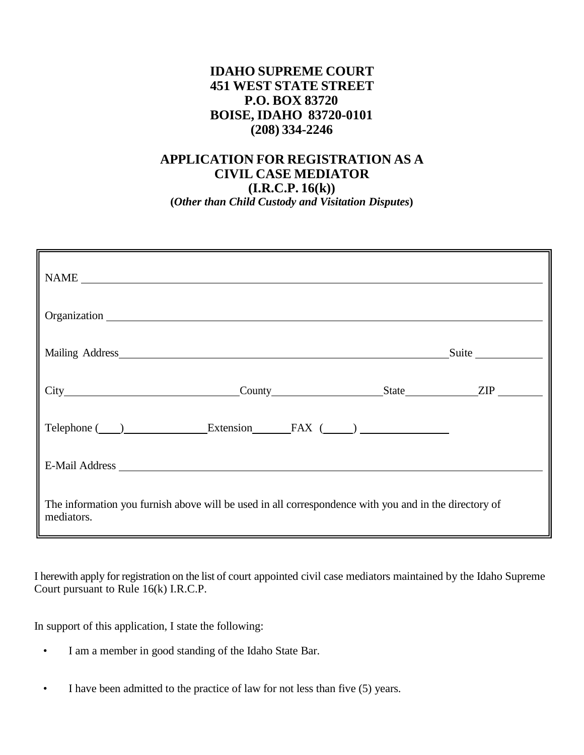**IDAHO SUPREME COURT**
**451 WEST STATE STREET**
**P.O. BOX 83720**
**BOISE, IDAHO 83720-0101**
**(208) 334-2246**

**APPLICATION FOR REGISTRATION AS A**
**CIVIL CASE MEDIATOR**
**(I.R.C.P. 16(k))**
**(*Other than Child Custody and Visitation Disputes*)**

NAME ____________________________________________

Organization ____________________________________________

Mailing Address ________________________________ Suite __________

City ____________________ County ________________ State __________ ZIP ________

Telephone (___) ____________ Extension ______ FAX (_____) ______________

E-Mail Address ____________________________________________

The information you furnish above will be used in all correspondence with you and in the directory of mediators.

I herewith apply for registration on the list of court appointed civil case mediators maintained by the Idaho Supreme Court pursuant to Rule 16(k) I.R.C.P.

In support of this application, I state the following:

- I am a member in good standing of the Idaho State Bar.

- I have been admitted to the practice of law for not less than five (5) years.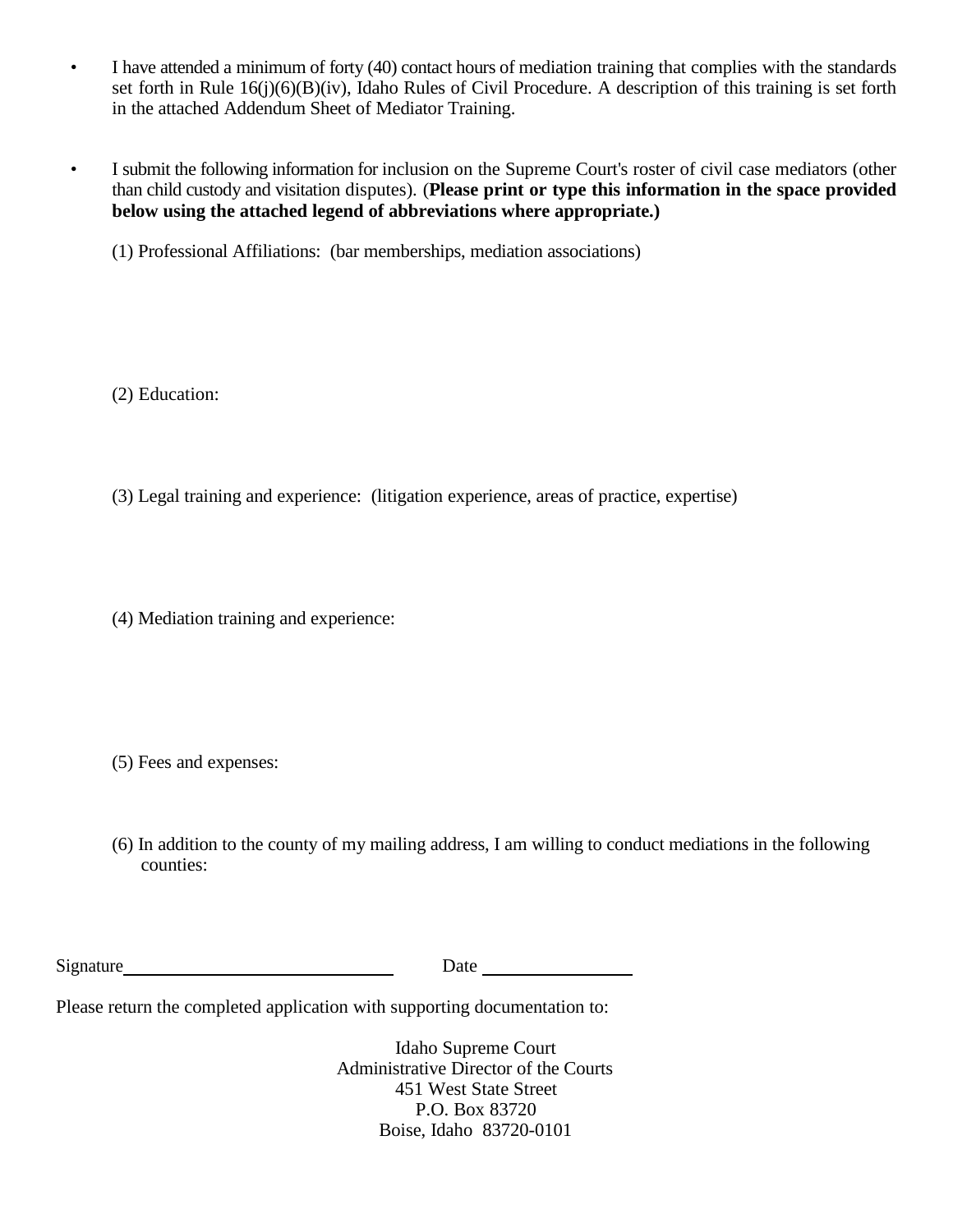- I have attended a minimum of forty (40) contact hours of mediation training that complies with the standards set forth in Rule 16(j)(6)(B)(iv), Idaho Rules of Civil Procedure. A description of this training is set forth in the attached Addendum Sheet of Mediator Training.

- I submit the following information for inclusion on the Supreme Court's roster of civil case mediators (other than child custody and visitation disputes). (**Please print or type this information in the space provided below using the attached legend of abbreviations where appropriate.)**

  (1) Professional Affiliations: (bar memberships, mediation associations)

  (2) Education:

  (3) Legal training and experience: (litigation experience, areas of practice, expertise)

  (4) Mediation training and experience:

  (5) Fees and expenses:

  (6) In addition to the county of my mailing address, I am willing to conduct mediations in the following counties:

Signature______________________________ Date ________________

Please return the completed application with supporting documentation to:

Idaho Supreme Court
Administrative Director of the Courts
451 West State Street
P.O. Box 83720
Boise, Idaho 83720-0101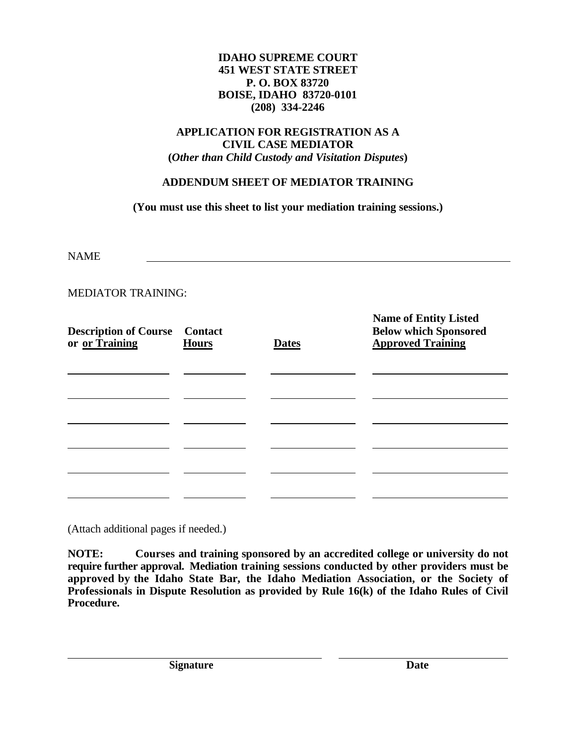**IDAHO SUPREME COURT**
**451 WEST STATE STREET**
**P. O. BOX 83720**
**BOISE, IDAHO 83720-0101**
**(208) 334-2246**

## APPLICATION FOR REGISTRATION AS A CIVIL CASE MEDIATOR
**(*Other than Child Custody and Visitation Disputes*)**

### ADDENDUM SHEET OF MEDIATOR TRAINING

**(You must use this sheet to list your mediation training sessions.)**

NAME ______________________________________________

MEDIATOR TRAINING:

| Description of Course or Training | Contact Hours | Dates | Name of Entity Listed Below which Sponsored Approved Training |
|---|---|---|---|
| | | | |
| | | | |
| | | | |
| | | | |
| | | | |
| | | | |

(Attach additional pages if needed.)

**NOTE: Courses and training sponsored by an accredited college or university do not require further approval. Mediation training sessions conducted by other providers must be approved by the Idaho State Bar, the Idaho Mediation Association, or the Society of Professionals in Dispute Resolution as provided by Rule 16(k) of the Idaho Rules of Civil Procedure.**

______________________________ ______________________________
**Signature** **Date**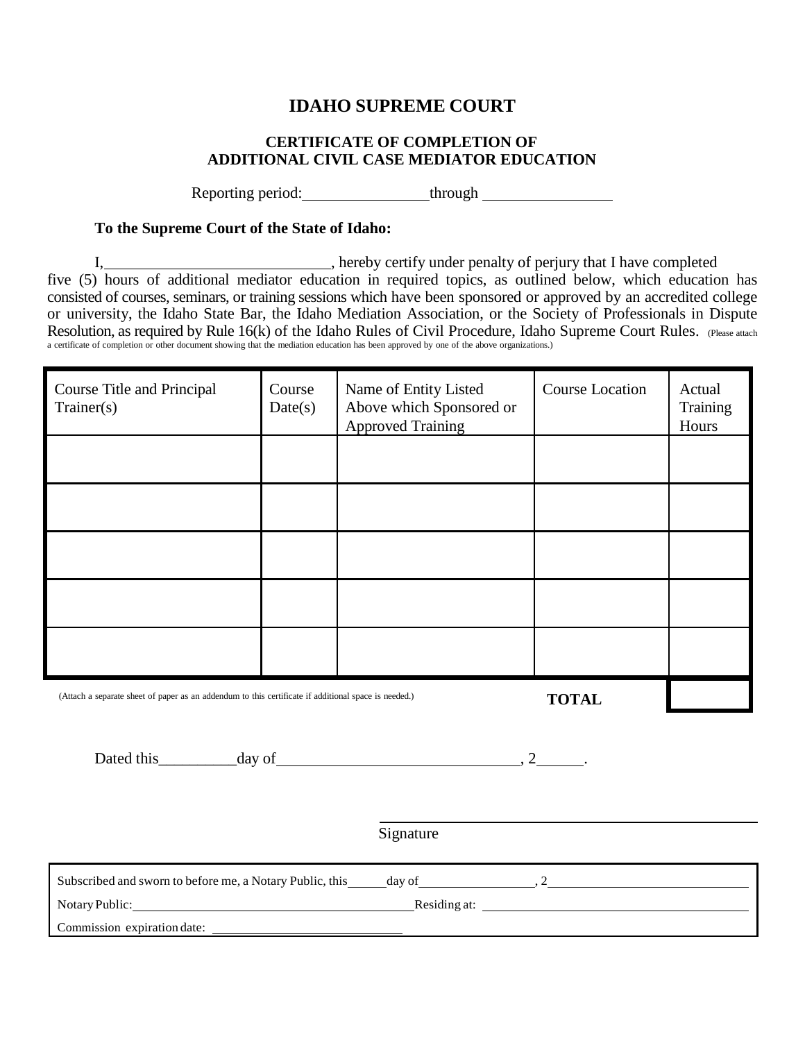# IDAHO SUPREME COURT

## CERTIFICATE OF COMPLETION OF ADDITIONAL CIVIL CASE MEDIATOR EDUCATION

Reporting period:________________through ________________

**To the Supreme Court of the State of Idaho:**

I,_____________________________, hereby certify under penalty of perjury that I have completed five (5) hours of additional mediator education in required topics, as outlined below, which education has consisted of courses, seminars, or training sessions which have been sponsored or approved by an accredited college or university, the Idaho State Bar, the Idaho Mediation Association, or the Society of Professionals in Dispute Resolution, as required by Rule 16(k) of the Idaho Rules of Civil Procedure, Idaho Supreme Court Rules. (Please attach a certificate of completion or other document showing that the mediation education has been approved by one of the above organizations.)

| Course Title and Principal Trainer(s) | Course Date(s) | Name of Entity Listed Above which Sponsored or Approved Training | Course Location | Actual Training Hours |
|---|---|---|---|---|
| | | | | |
| | | | | |
| | | | | |
| | | | | |
| | | | | |
| | | | **TOTAL** | |

(Attach a separate sheet of paper as an addendum to this certificate if additional space is needed.)

Dated this__________day of_______________________________, 2______.

_______________________________________
Signature

Subscribed and sworn to before me, a Notary Public, this______day of_________________, 2______________________________

Notary Public:__________________________________________Residing at: ________________________________________

Commission expiration date: ____________________________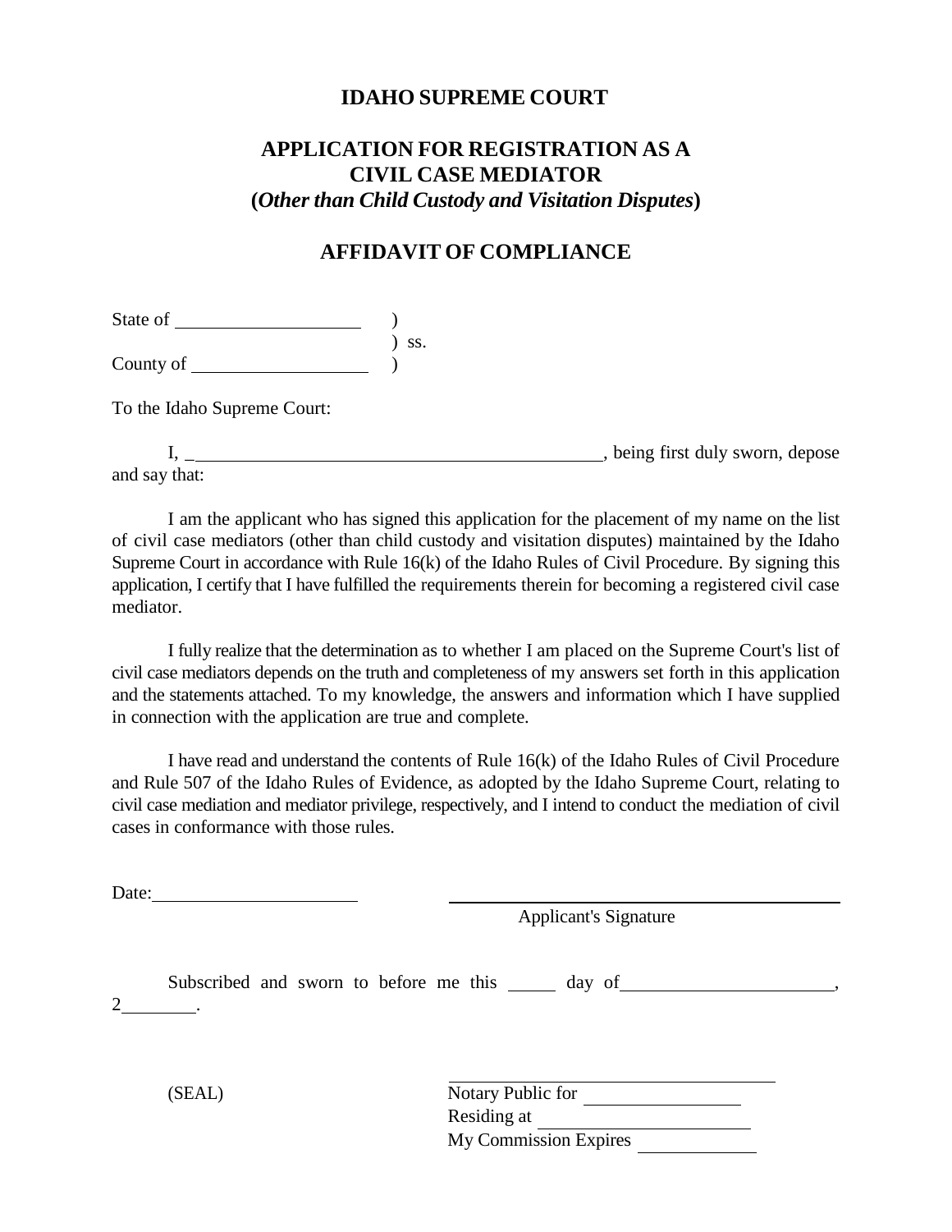# IDAHO SUPREME COURT

## APPLICATION FOR REGISTRATION AS A CIVIL CASE MEDIATOR
## (*Other than Child Custody and Visitation Disputes*)

## AFFIDAVIT OF COMPLIANCE

State of ____________________ )
) ss.
County of ___________________ )

To the Idaho Supreme Court:

I, ______________________________________________, being first duly sworn, depose and say that:

I am the applicant who has signed this application for the placement of my name on the list of civil case mediators (other than child custody and visitation disputes) maintained by the Idaho Supreme Court in accordance with Rule 16(k) of the Idaho Rules of Civil Procedure. By signing this application, I certify that I have fulfilled the requirements therein for becoming a registered civil case mediator.

I fully realize that the determination as to whether I am placed on the Supreme Court's list of civil case mediators depends on the truth and completeness of my answers set forth in this application and the statements attached. To my knowledge, the answers and information which I have supplied in connection with the application are true and complete.

I have read and understand the contents of Rule 16(k) of the Idaho Rules of Civil Procedure and Rule 507 of the Idaho Rules of Evidence, as adopted by the Idaho Supreme Court, relating to civil case mediation and mediator privilege, respectively, and I intend to conduct the mediation of civil cases in conformance with those rules.

Date: ______________________

______________________________________________
Applicant's Signature

Subscribed and sworn to before me this _____ day of ______________________, 2________.

(SEAL)

____________________________________
Notary Public for _________________
Residing at ______________________
My Commission Expires ____________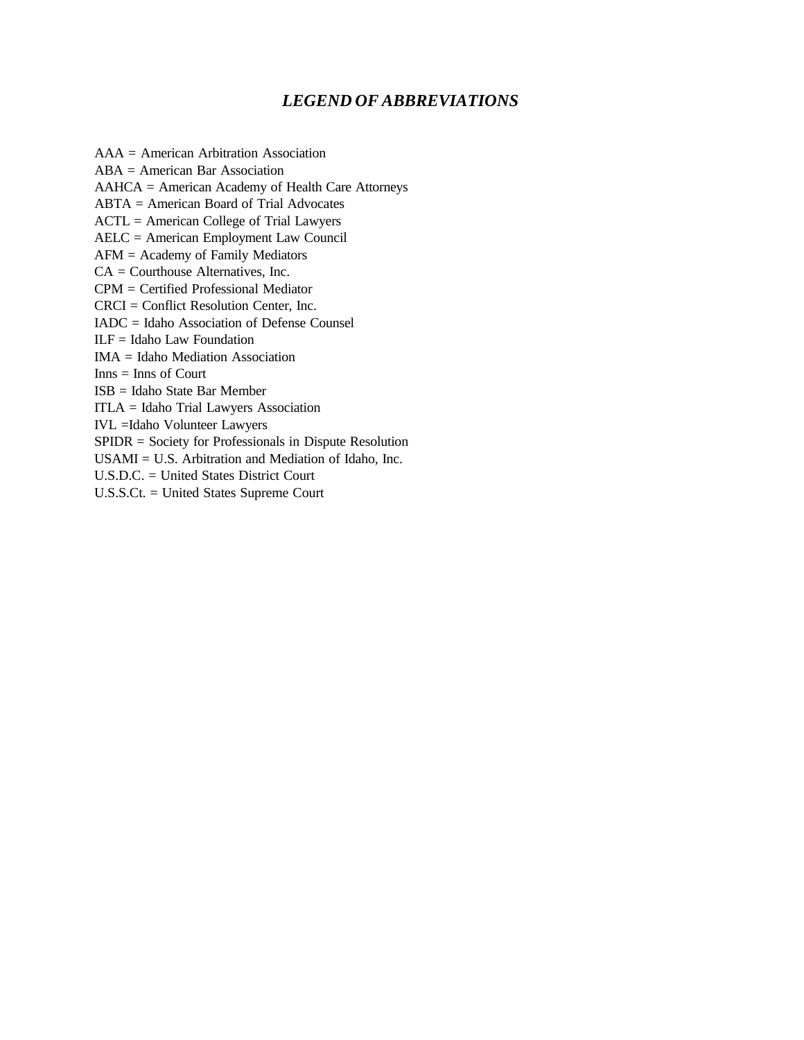# *LEGEND OF ABBREVIATIONS*

AAA = American Arbitration Association
ABA = American Bar Association
AAHCA = American Academy of Health Care Attorneys
ABTA = American Board of Trial Advocates
ACTL = American College of Trial Lawyers
AELC = American Employment Law Council
AFM = Academy of Family Mediators
CA = Courthouse Alternatives, Inc.
CPM = Certified Professional Mediator
CRCI = Conflict Resolution Center, Inc.
IADC = Idaho Association of Defense Counsel
ILF = Idaho Law Foundation
IMA = Idaho Mediation Association
Inns = Inns of Court
ISB = Idaho State Bar Member
ITLA = Idaho Trial Lawyers Association
IVL =Idaho Volunteer Lawyers
SPIDR = Society for Professionals in Dispute Resolution
USAMI = U.S. Arbitration and Mediation of Idaho, Inc.
U.S.D.C. = United States District Court
U.S.S.Ct. = United States Supreme Court